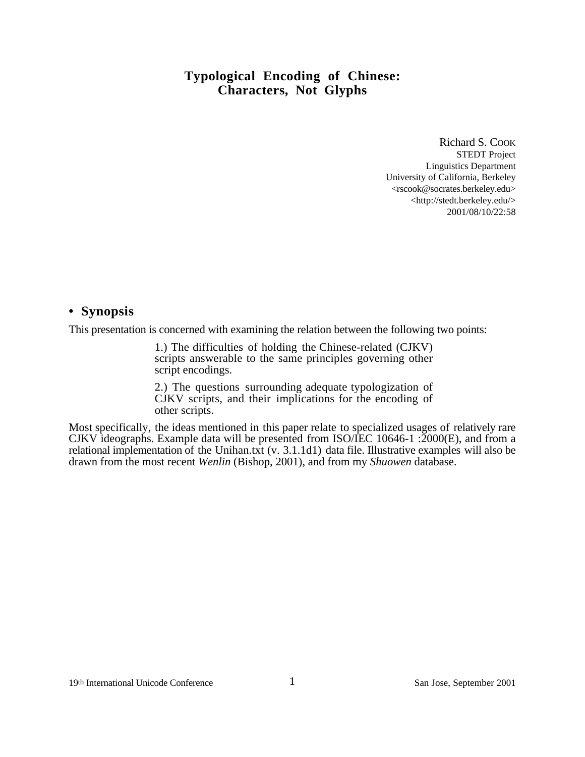# Typological Encoding of Chinese: Characters, Not Glyphs

Richard S. COOK
STEDT Project
Linguistics Department
University of California, Berkeley
<rscook@socrates.berkeley.edu>
<http://stedt.berkeley.edu/>
2001/08/10/22:58

## • Synopsis

This presentation is concerned with examining the relation between the following two points:

> 1.) The difficulties of holding the Chinese-related (CJKV) scripts answerable to the same principles governing other script encodings.
>
> 2.) The questions surrounding adequate typologization of CJKV scripts, and their implications for the encoding of other scripts.

Most specifically, the ideas mentioned in this paper relate to specialized usages of relatively rare CJKV ideographs. Example data will be presented from ISO/IEC 10646-1 :2000(E), and from a relational implementation of the Unihan.txt (v. 3.1.1d1) data file. Illustrative examples will also be drawn from the most recent *Wenlin* (Bishop, 2001), and from my *Shuowen* database.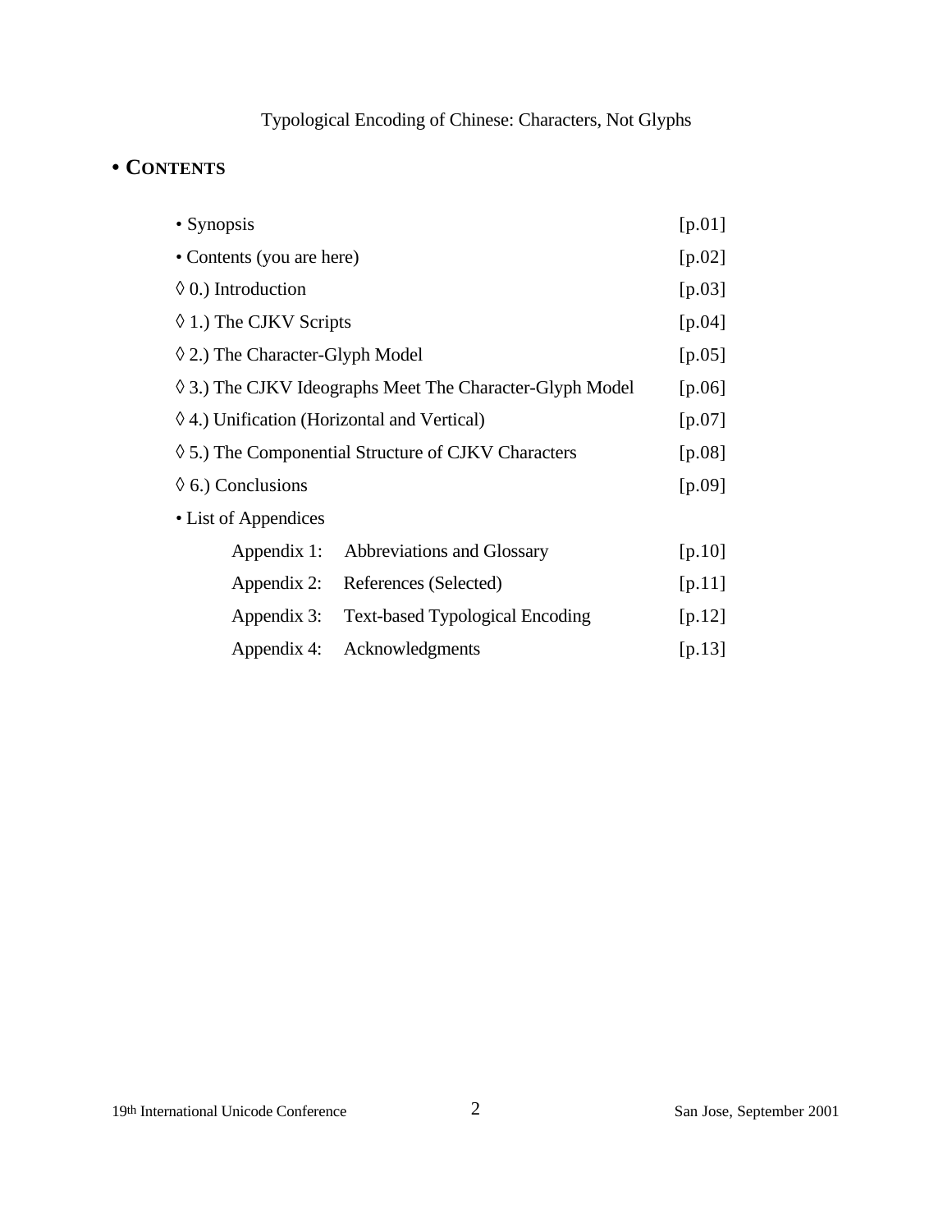Typological Encoding of Chinese: Characters, Not Glyphs

## • CONTENTS

| | |
|---|---|
| • Synopsis | [p.01] |
| • Contents (you are here) | [p.02] |
| ◊ 0.) Introduction | [p.03] |
| ◊ 1.) The CJKV Scripts | [p.04] |
| ◊ 2.) The Character-Glyph Model | [p.05] |
| ◊ 3.) The CJKV Ideographs Meet The Character-Glyph Model | [p.06] |
| ◊ 4.) Unification (Horizontal and Vertical) | [p.07] |
| ◊ 5.) The Componential Structure of CJKV Characters | [p.08] |
| ◊ 6.) Conclusions | [p.09] |
| • List of Appendices | |
| Appendix 1: Abbreviations and Glossary | [p.10] |
| Appendix 2: References (Selected) | [p.11] |
| Appendix 3: Text-based Typological Encoding | [p.12] |
| Appendix 4: Acknowledgments | [p.13] |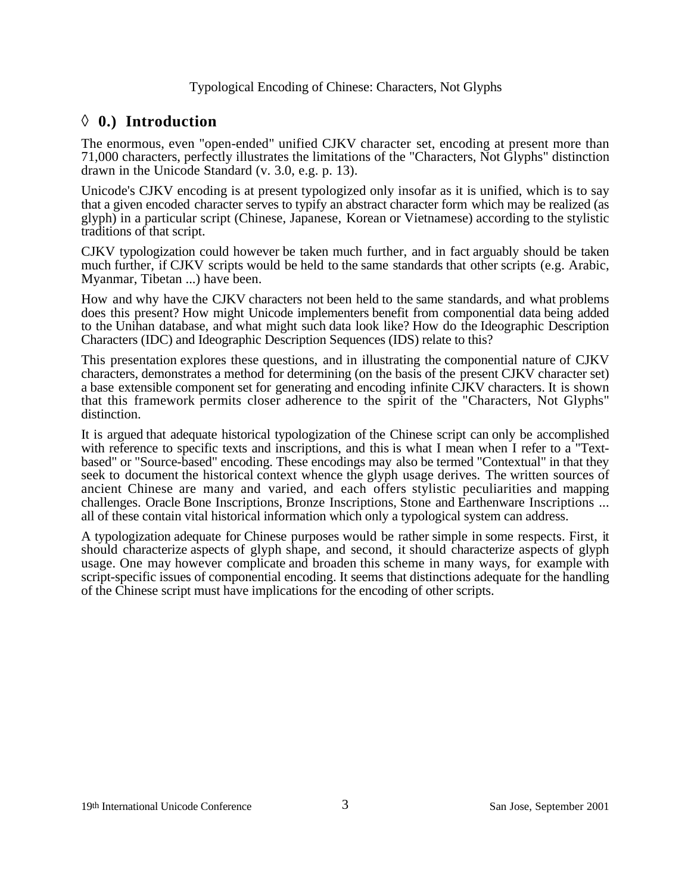## ◊ 0.) Introduction

The enormous, even "open-ended" unified CJKV character set, encoding at present more than 71,000 characters, perfectly illustrates the limitations of the "Characters, Not Glyphs" distinction drawn in the Unicode Standard (v. 3.0, e.g. p. 13).

Unicode's CJKV encoding is at present typologized only insofar as it is unified, which is to say that a given encoded character serves to typify an abstract character form which may be realized (as glyph) in a particular script (Chinese, Japanese, Korean or Vietnamese) according to the stylistic traditions of that script.

CJKV typologization could however be taken much further, and in fact arguably should be taken much further, if CJKV scripts would be held to the same standards that other scripts (e.g. Arabic, Myanmar, Tibetan ...) have been.

How and why have the CJKV characters not been held to the same standards, and what problems does this present? How might Unicode implementers benefit from componential data being added to the Unihan database, and what might such data look like? How do the Ideographic Description Characters (IDC) and Ideographic Description Sequences (IDS) relate to this?

This presentation explores these questions, and in illustrating the componential nature of CJKV characters, demonstrates a method for determining (on the basis of the present CJKV character set) a base extensible component set for generating and encoding infinite CJKV characters. It is shown that this framework permits closer adherence to the spirit of the "Characters, Not Glyphs" distinction.

It is argued that adequate historical typologization of the Chinese script can only be accomplished with reference to specific texts and inscriptions, and this is what I mean when I refer to a "Text-based" or "Source-based" encoding. These encodings may also be termed "Contextual" in that they seek to document the historical context whence the glyph usage derives. The written sources of ancient Chinese are many and varied, and each offers stylistic peculiarities and mapping challenges. Oracle Bone Inscriptions, Bronze Inscriptions, Stone and Earthenware Inscriptions ... all of these contain vital historical information which only a typological system can address.

A typologization adequate for Chinese purposes would be rather simple in some respects. First, it should characterize aspects of glyph shape, and second, it should characterize aspects of glyph usage. One may however complicate and broaden this scheme in many ways, for example with script-specific issues of componential encoding. It seems that distinctions adequate for the handling of the Chinese script must have implications for the encoding of other scripts.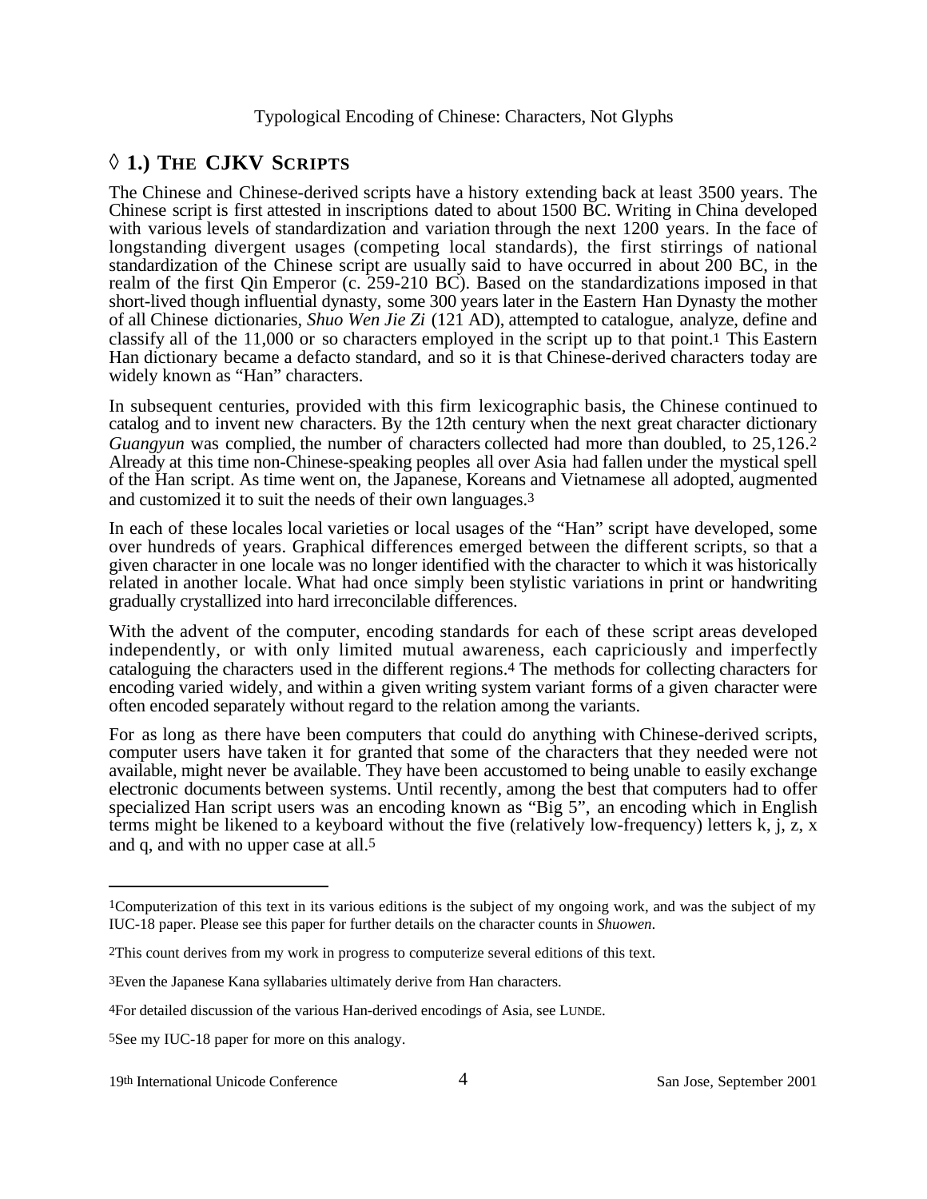## ◊ 1.) THE CJKV SCRIPTS

The Chinese and Chinese-derived scripts have a history extending back at least 3500 years. The Chinese script is first attested in inscriptions dated to about 1500 BC. Writing in China developed with various levels of standardization and variation through the next 1200 years. In the face of longstanding divergent usages (competing local standards), the first stirrings of national standardization of the Chinese script are usually said to have occurred in about 200 BC, in the realm of the first Qin Emperor (c. 259-210 BC). Based on the standardizations imposed in that short-lived though influential dynasty, some 300 years later in the Eastern Han Dynasty the mother of all Chinese dictionaries, *Shuo Wen Jie Zi* (121 AD), attempted to catalogue, analyze, define and classify all of the 11,000 or so characters employed in the script up to that point.[1] This Eastern Han dictionary became a defacto standard, and so it is that Chinese-derived characters today are widely known as "Han" characters.

In subsequent centuries, provided with this firm lexicographic basis, the Chinese continued to catalog and to invent new characters. By the 12th century when the next great character dictionary *Guangyun* was complied, the number of characters collected had more than doubled, to 25,126.[2] Already at this time non-Chinese-speaking peoples all over Asia had fallen under the mystical spell of the Han script. As time went on, the Japanese, Koreans and Vietnamese all adopted, augmented and customized it to suit the needs of their own languages.[3]

In each of these locales local varieties or local usages of the "Han" script have developed, some over hundreds of years. Graphical differences emerged between the different scripts, so that a given character in one locale was no longer identified with the character to which it was historically related in another locale. What had once simply been stylistic variations in print or handwriting gradually crystallized into hard irreconcilable differences.

With the advent of the computer, encoding standards for each of these script areas developed independently, or with only limited mutual awareness, each capriciously and imperfectly cataloguing the characters used in the different regions.[4] The methods for collecting characters for encoding varied widely, and within a given writing system variant forms of a given character were often encoded separately without regard to the relation among the variants.

For as long as there have been computers that could do anything with Chinese-derived scripts, computer users have taken it for granted that some of the characters that they needed were not available, might never be available. They have been accustomed to being unable to easily exchange electronic documents between systems. Until recently, among the best that computers had to offer specialized Han script users was an encoding known as "Big 5", an encoding which in English terms might be likened to a keyboard without the five (relatively low-frequency) letters k, j, z, x and q, and with no upper case at all.[5]

---

[1] Computerization of this text in its various editions is the subject of my ongoing work, and was the subject of my IUC-18 paper. Please see this paper for further details on the character counts in *Shuowen*.

[2] This count derives from my work in progress to computerize several editions of this text.

[3] Even the Japanese Kana syllabaries ultimately derive from Han characters.

[4] For detailed discussion of the various Han-derived encodings of Asia, see LUNDE.

[5] See my IUC-18 paper for more on this analogy.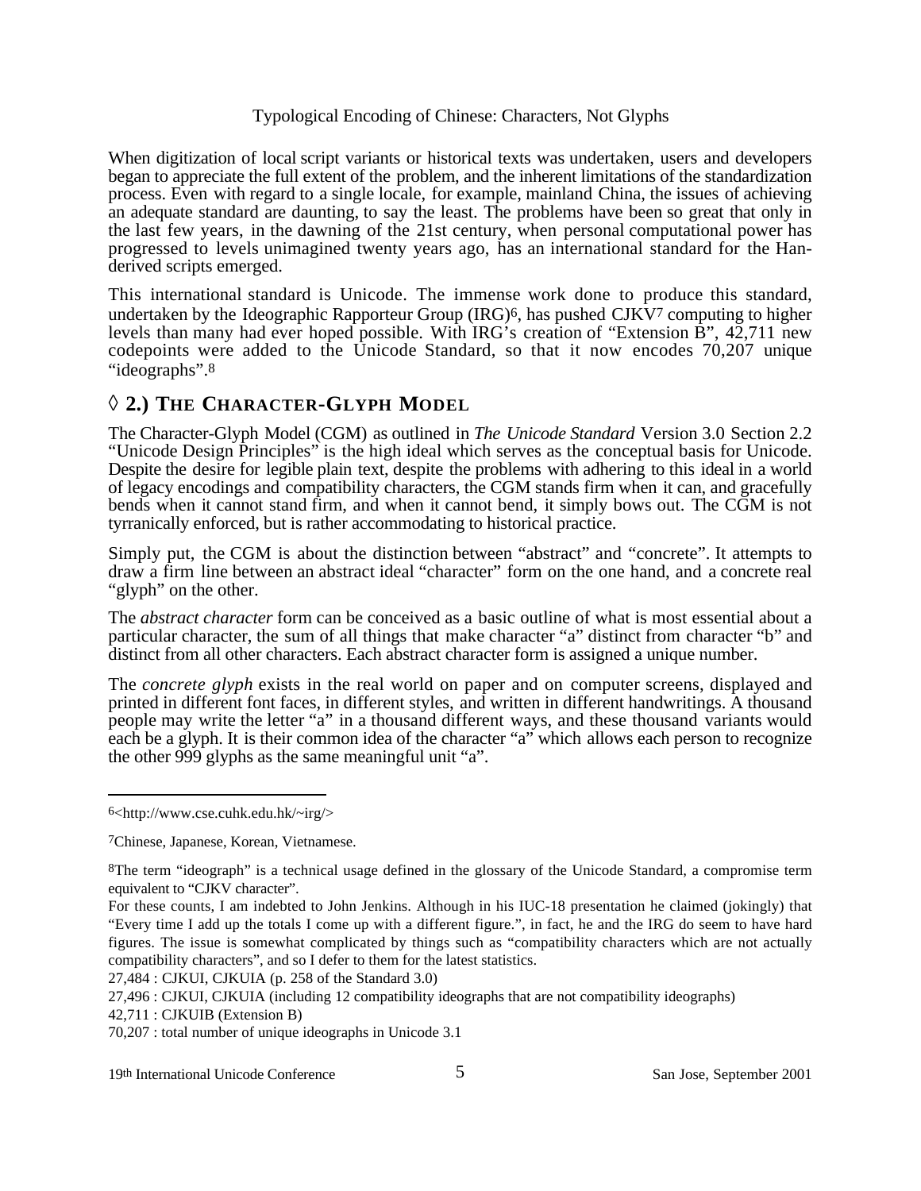When digitization of local script variants or historical texts was undertaken, users and developers began to appreciate the full extent of the problem, and the inherent limitations of the standardization process. Even with regard to a single locale, for example, mainland China, the issues of achieving an adequate standard are daunting, to say the least. The problems have been so great that only in the last few years, in the dawning of the 21st century, when personal computational power has progressed to levels unimagined twenty years ago, has an international standard for the Han-derived scripts emerged.

This international standard is Unicode. The immense work done to produce this standard, undertaken by the Ideographic Rapporteur Group (IRG)[6], has pushed CJKV[7] computing to higher levels than many had ever hoped possible. With IRG's creation of "Extension B", 42,711 new codepoints were added to the Unicode Standard, so that it now encodes 70,207 unique "ideographs".[8]

## ◊ 2.) THE CHARACTER-GLYPH MODEL

The Character-Glyph Model (CGM) as outlined in *The Unicode Standard* Version 3.0 Section 2.2 "Unicode Design Principles" is the high ideal which serves as the conceptual basis for Unicode. Despite the desire for legible plain text, despite the problems with adhering to this ideal in a world of legacy encodings and compatibility characters, the CGM stands firm when it can, and gracefully bends when it cannot stand firm, and when it cannot bend, it simply bows out. The CGM is not tyrranically enforced, but is rather accommodating to historical practice.

Simply put, the CGM is about the distinction between "abstract" and "concrete". It attempts to draw a firm line between an abstract ideal "character" form on the one hand, and a concrete real "glyph" on the other.

The *abstract character* form can be conceived as a basic outline of what is most essential about a particular character, the sum of all things that make character "a" distinct from character "b" and distinct from all other characters. Each abstract character form is assigned a unique number.

The *concrete glyph* exists in the real world on paper and on computer screens, displayed and printed in different font faces, in different styles, and written in different handwritings. A thousand people may write the letter "a" in a thousand different ways, and these thousand variants would each be a glyph. It is their common idea of the character "a" which allows each person to recognize the other 999 glyphs as the same meaningful unit "a".

---

[6]<http://www.cse.cuhk.edu.hk/~irg/>

[7]Chinese, Japanese, Korean, Vietnamese.

[8]The term "ideograph" is a technical usage defined in the glossary of the Unicode Standard, a compromise term equivalent to "CJKV character".

For these counts, I am indebted to John Jenkins. Although in his IUC-18 presentation he claimed (jokingly) that "Every time I add up the totals I come up with a different figure.", in fact, he and the IRG do seem to have hard figures. The issue is somewhat complicated by things such as "compatibility characters which are not actually compatibility characters", and so I defer to them for the latest statistics.

27,484 : CJKUI, CJKUIA (p. 258 of the Standard 3.0)

27,496 : CJKUI, CJKUIA (including 12 compatibility ideographs that are not compatibility ideographs)

42,711 : CJKUIB (Extension B)

70,207 : total number of unique ideographs in Unicode 3.1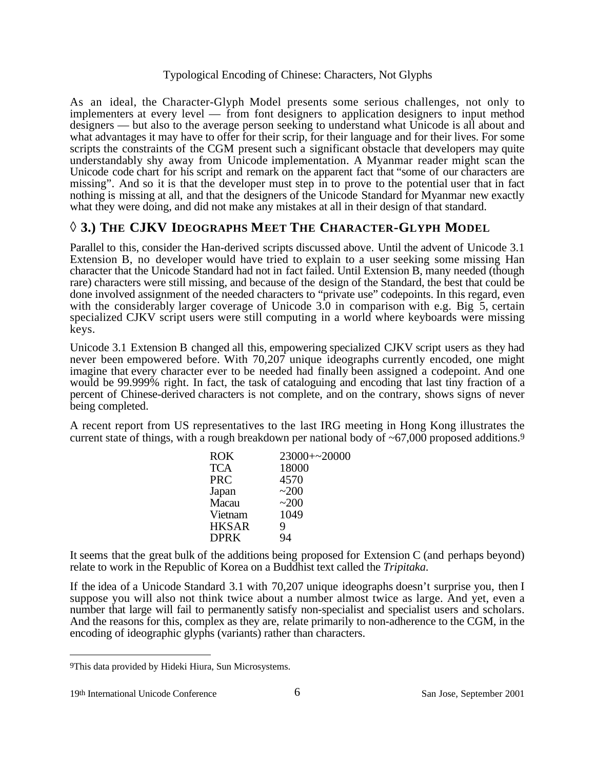As an ideal, the Character-Glyph Model presents some serious challenges, not only to implementers at every level — from font designers to application designers to input method designers — but also to the average person seeking to understand what Unicode is all about and what advantages it may have to offer for their scrip, for their language and for their lives. For some scripts the constraints of the CGM present such a significant obstacle that developers may quite understandably shy away from Unicode implementation. A Myanmar reader might scan the Unicode code chart for his script and remark on the apparent fact that “some of our characters are missing”. And so it is that the developer must step in to prove to the potential user that in fact nothing is missing at all, and that the designers of the Unicode Standard for Myanmar new exactly what they were doing, and did not make any mistakes at all in their design of that standard.

## ◊ 3.) THE CJKV IDEOGRAPHS MEET THE CHARACTER-GLYPH MODEL

Parallel to this, consider the Han-derived scripts discussed above. Until the advent of Unicode 3.1 Extension B, no developer would have tried to explain to a user seeking some missing Han character that the Unicode Standard had not in fact failed. Until Extension B, many needed (though rare) characters were still missing, and because of the design of the Standard, the best that could be done involved assignment of the needed characters to “private use” codepoints. In this regard, even with the considerably larger coverage of Unicode 3.0 in comparison with e.g. Big 5, certain specialized CJKV script users were still computing in a world where keyboards were missing keys.

Unicode 3.1 Extension B changed all this, empowering specialized CJKV script users as they had never been empowered before. With 70,207 unique ideographs currently encoded, one might imagine that every character ever to be needed had finally been assigned a codepoint. And one would be 99.999% right. In fact, the task of cataloguing and encoding that last tiny fraction of a percent of Chinese-derived characters is not complete, and on the contrary, shows signs of never being completed.

A recent report from US representatives to the last IRG meeting in Hong Kong illustrates the current state of things, with a rough breakdown per national body of ~67,000 proposed additions.[9]

| | |
|---|---|
| ROK | 23000+~20000 |
| TCA | 18000 |
| PRC | 4570 |
| Japan | ~200 |
| Macau | ~200 |
| Vietnam | 1049 |
| HKSAR | 9 |
| DPRK | 94 |

It seems that the great bulk of the additions being proposed for Extension C (and perhaps beyond) relate to work in the Republic of Korea on a Buddhist text called the *Tripitaka*.

If the idea of a Unicode Standard 3.1 with 70,207 unique ideographs doesn’t surprise you, then I suppose you will also not think twice about a number almost twice as large. And yet, even a number that large will fail to permanently satisfy non-specialist and specialist users and scholars. And the reasons for this, complex as they are, relate primarily to non-adherence to the CGM, in the encoding of ideographic glyphs (variants) rather than characters.

---

[9] This data provided by Hideki Hiura, Sun Microsystems.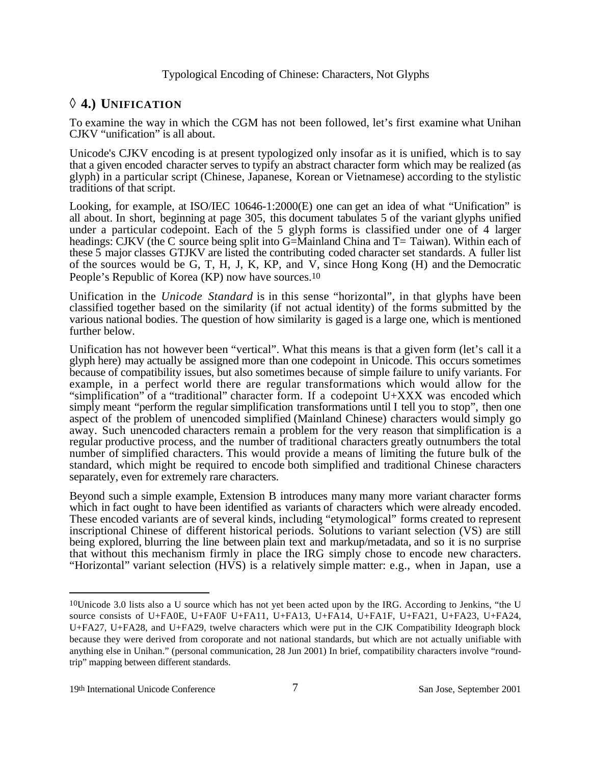## ◊ 4.) UNIFICATION

To examine the way in which the CGM has not been followed, let's first examine what Unihan CJKV "unification" is all about.

Unicode's CJKV encoding is at present typologized only insofar as it is unified, which is to say that a given encoded character serves to typify an abstract character form which may be realized (as glyph) in a particular script (Chinese, Japanese, Korean or Vietnamese) according to the stylistic traditions of that script.

Looking, for example, at ISO/IEC 10646-1:2000(E) one can get an idea of what "Unification" is all about. In short, beginning at page 305, this document tabulates 5 of the variant glyphs unified under a particular codepoint. Each of the 5 glyph forms is classified under one of 4 larger headings: CJKV (the C source being split into G=Mainland China and T= Taiwan). Within each of these 5 major classes GTJKV are listed the contributing coded character set standards. A fuller list of the sources would be G, T, H, J, K, KP, and V, since Hong Kong (H) and the Democratic People's Republic of Korea (KP) now have sources.[10]

Unification in the *Unicode Standard* is in this sense "horizontal", in that glyphs have been classified together based on the similarity (if not actual identity) of the forms submitted by the various national bodies. The question of how similarity is gaged is a large one, which is mentioned further below.

Unification has not however been "vertical". What this means is that a given form (let's call it a glyph here) may actually be assigned more than one codepoint in Unicode. This occurs sometimes because of compatibility issues, but also sometimes because of simple failure to unify variants. For example, in a perfect world there are regular transformations which would allow for the "simplification" of a "traditional" character form. If a codepoint U+XXX was encoded which simply meant "perform the regular simplification transformations until I tell you to stop", then one aspect of the problem of unencoded simplified (Mainland Chinese) characters would simply go away. Such unencoded characters remain a problem for the very reason that simplification is a regular productive process, and the number of traditional characters greatly outnumbers the total number of simplified characters. This would provide a means of limiting the future bulk of the standard, which might be required to encode both simplified and traditional Chinese characters separately, even for extremely rare characters.

Beyond such a simple example, Extension B introduces many many more variant character forms which in fact ought to have been identified as variants of characters which were already encoded. These encoded variants are of several kinds, including "etymological" forms created to represent inscriptional Chinese of different historical periods. Solutions to variant selection (VS) are still being explored, blurring the line between plain text and markup/metadata, and so it is no surprise that without this mechanism firmly in place the IRG simply chose to encode new characters. "Horizontal" variant selection (HVS) is a relatively simple matter: e.g., when in Japan, use a

---

[10] Unicode 3.0 lists also a U source which has not yet been acted upon by the IRG. According to Jenkins, "the U source consists of U+FA0E, U+FA0F U+FA11, U+FA13, U+FA14, U+FA1F, U+FA21, U+FA23, U+FA24, U+FA27, U+FA28, and U+FA29, twelve characters which were put in the CJK Compatibility Ideograph block because they were derived from coroporate and not national standards, but which are not actually unifiable with anything else in Unihan." (personal communication, 28 Jun 2001) In brief, compatibility characters involve "round-trip" mapping between different standards.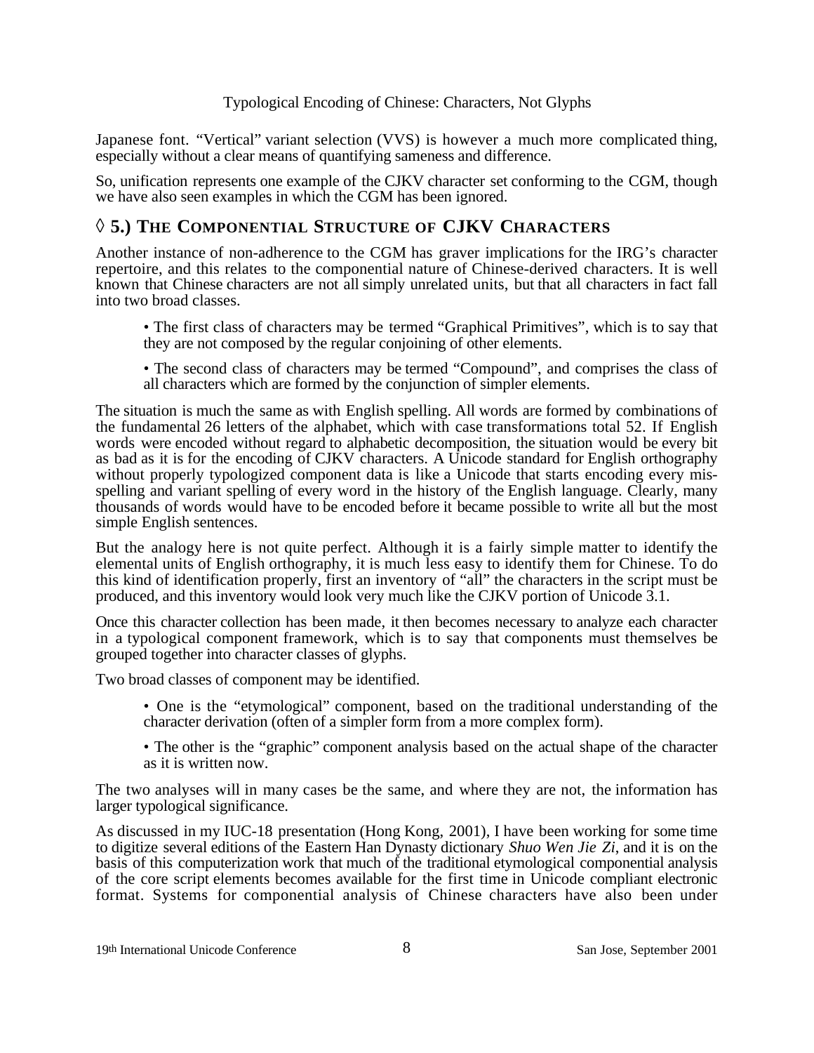Japanese font. "Vertical" variant selection (VVS) is however a much more complicated thing, especially without a clear means of quantifying sameness and difference.

So, unification represents one example of the CJKV character set conforming to the CGM, though we have also seen examples in which the CGM has been ignored.

## ◊ 5.) The Componential Structure of CJKV Characters

Another instance of non-adherence to the CGM has graver implications for the IRG's character repertoire, and this relates to the componential nature of Chinese-derived characters. It is well known that Chinese characters are not all simply unrelated units, but that all characters in fact fall into two broad classes.

- The first class of characters may be termed "Graphical Primitives", which is to say that they are not composed by the regular conjoining of other elements.
- The second class of characters may be termed "Compound", and comprises the class of all characters which are formed by the conjunction of simpler elements.

The situation is much the same as with English spelling. All words are formed by combinations of the fundamental 26 letters of the alphabet, which with case transformations total 52. If English words were encoded without regard to alphabetic decomposition, the situation would be every bit as bad as it is for the encoding of CJKV characters. A Unicode standard for English orthography without properly typologized component data is like a Unicode that starts encoding every mis-spelling and variant spelling of every word in the history of the English language. Clearly, many thousands of words would have to be encoded before it became possible to write all but the most simple English sentences.

But the analogy here is not quite perfect. Although it is a fairly simple matter to identify the elemental units of English orthography, it is much less easy to identify them for Chinese. To do this kind of identification properly, first an inventory of "all" the characters in the script must be produced, and this inventory would look very much like the CJKV portion of Unicode 3.1.

Once this character collection has been made, it then becomes necessary to analyze each character in a typological component framework, which is to say that components must themselves be grouped together into character classes of glyphs.

Two broad classes of component may be identified.

- One is the "etymological" component, based on the traditional understanding of the character derivation (often of a simpler form from a more complex form).
- The other is the "graphic" component analysis based on the actual shape of the character as it is written now.

The two analyses will in many cases be the same, and where they are not, the information has larger typological significance.

As discussed in my IUC-18 presentation (Hong Kong, 2001), I have been working for some time to digitize several editions of the Eastern Han Dynasty dictionary *Shuo Wen Jie Zi*, and it is on the basis of this computerization work that much of the traditional etymological componential analysis of the core script elements becomes available for the first time in Unicode compliant electronic format. Systems for componential analysis of Chinese characters have also been under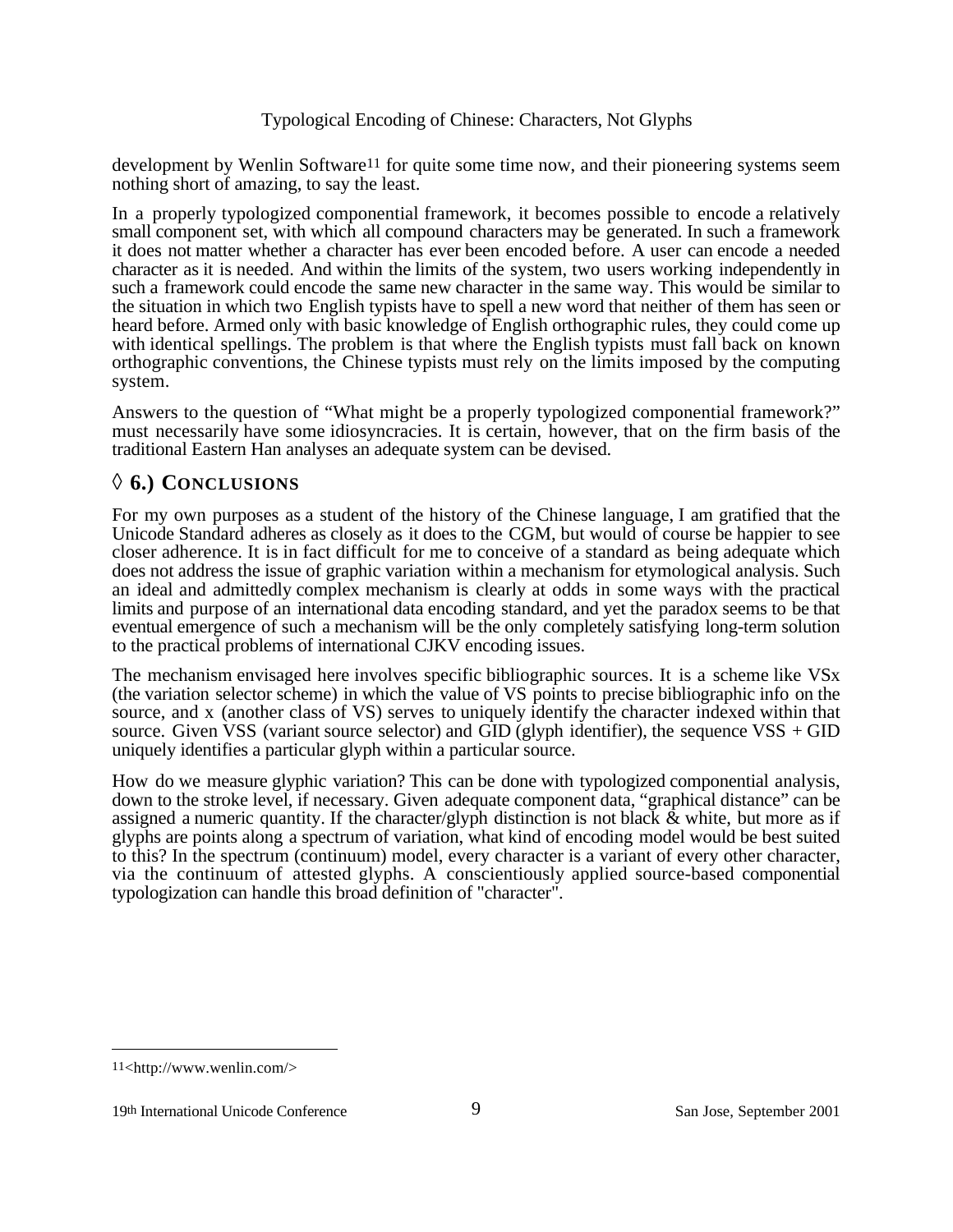development by Wenlin Software[11] for quite some time now, and their pioneering systems seem nothing short of amazing, to say the least.

In a properly typologized componential framework, it becomes possible to encode a relatively small component set, with which all compound characters may be generated. In such a framework it does not matter whether a character has ever been encoded before. A user can encode a needed character as it is needed. And within the limits of the system, two users working independently in such a framework could encode the same new character in the same way. This would be similar to the situation in which two English typists have to spell a new word that neither of them has seen or heard before. Armed only with basic knowledge of English orthographic rules, they could come up with identical spellings. The problem is that where the English typists must fall back on known orthographic conventions, the Chinese typists must rely on the limits imposed by the computing system.

Answers to the question of "What might be a properly typologized componential framework?" must necessarily have some idiosyncracies. It is certain, however, that on the firm basis of the traditional Eastern Han analyses an adequate system can be devised.

## ◊ 6.) CONCLUSIONS

For my own purposes as a student of the history of the Chinese language, I am gratified that the Unicode Standard adheres as closely as it does to the CGM, but would of course be happier to see closer adherence. It is in fact difficult for me to conceive of a standard as being adequate which does not address the issue of graphic variation within a mechanism for etymological analysis. Such an ideal and admittedly complex mechanism is clearly at odds in some ways with the practical limits and purpose of an international data encoding standard, and yet the paradox seems to be that eventual emergence of such a mechanism will be the only completely satisfying long-term solution to the practical problems of international CJKV encoding issues.

The mechanism envisaged here involves specific bibliographic sources. It is a scheme like VSx (the variation selector scheme) in which the value of VS points to precise bibliographic info on the source, and x (another class of VS) serves to uniquely identify the character indexed within that source. Given VSS (variant source selector) and GID (glyph identifier), the sequence VSS + GID uniquely identifies a particular glyph within a particular source.

How do we measure glyphic variation? This can be done with typologized componential analysis, down to the stroke level, if necessary. Given adequate component data, "graphical distance" can be assigned a numeric quantity. If the character/glyph distinction is not black & white, but more as if glyphs are points along a spectrum of variation, what kind of encoding model would be best suited to this? In the spectrum (continuum) model, every character is a variant of every other character, via the continuum of attested glyphs. A conscientiously applied source-based componential typologization can handle this broad definition of "character".

---

[11] <http://www.wenlin.com/>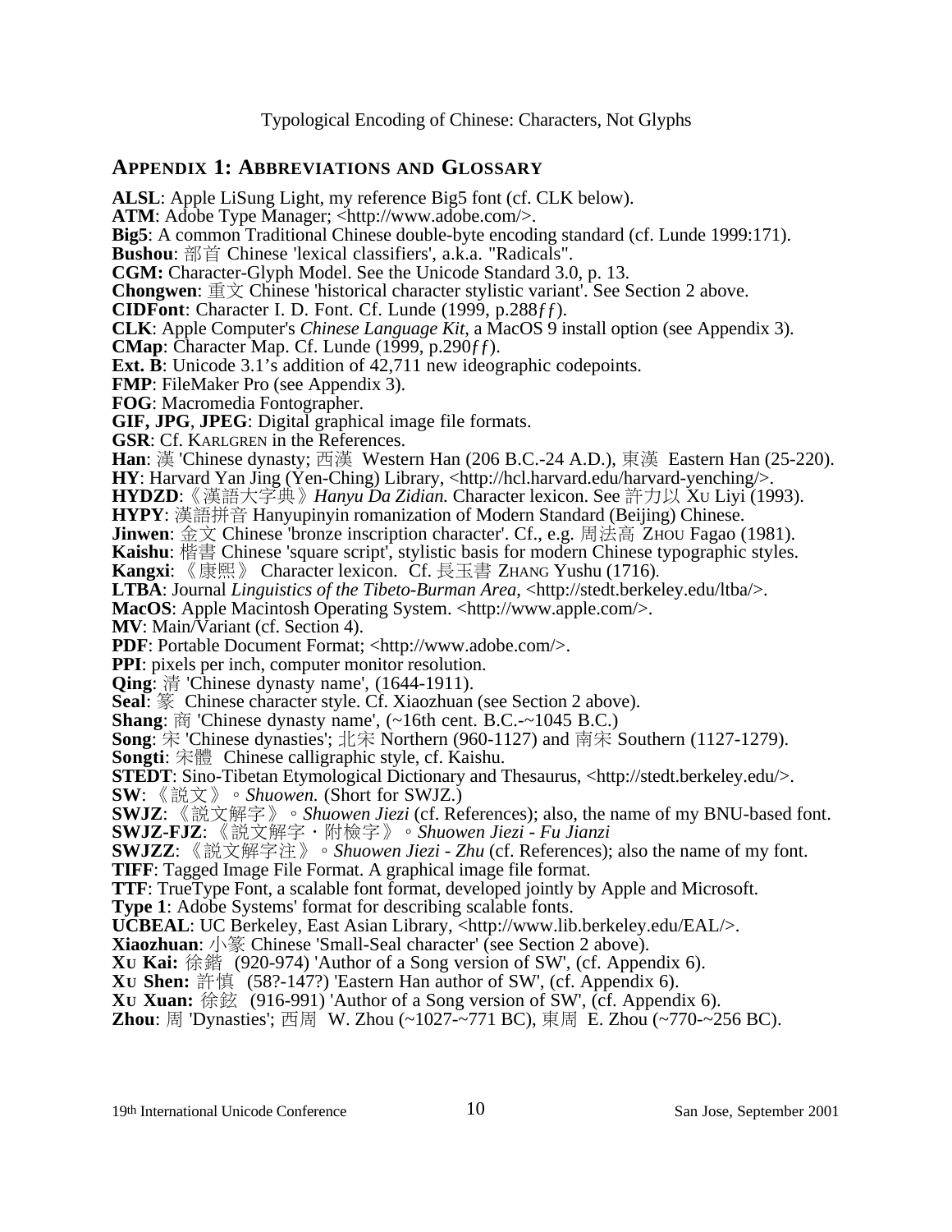## APPENDIX 1: ABBREVIATIONS AND GLOSSARY

**ALSL**: Apple LiSung Light, my reference Big5 font (cf. CLK below).
**ATM**: Adobe Type Manager; <http://www.adobe.com/>.
**Big5**: A common Traditional Chinese double-byte encoding standard (cf. Lunde 1999:171).
**Bushou**: 部首 Chinese 'lexical classifiers', a.k.a. "Radicals".
**CGM:** Character-Glyph Model. See the Unicode Standard 3.0, p. 13.
**Chongwen**: 重文 Chinese 'historical character stylistic variant'. See Section 2 above.
**CIDFont**: Character I. D. Font. Cf. Lunde (1999, p.288*ff*).
**CLK**: Apple Computer's *Chinese Language Kit*, a MacOS 9 install option (see Appendix 3).
**CMap**: Character Map. Cf. Lunde (1999, p.290*ff*).
**Ext. B**: Unicode 3.1's addition of 42,711 new ideographic codepoints.
**FMP**: FileMaker Pro (see Appendix 3).
**FOG**: Macromedia Fontographer.
**GIF, JPG**, **JPEG**: Digital graphical image file formats.
**GSR**: Cf. KARLGREN in the References.
**Han**: 漢 'Chinese dynasty; 西漢 Western Han (206 B.C.-24 A.D.), 東漢 Eastern Han (25-220).
**HY**: Harvard Yan Jing (Yen-Ching) Library, <http://hcl.harvard.edu/harvard-yenching/>.
**HYDZD**:《漢語大字典》*Hanyu Da Zidian.* Character lexicon. See 許力以 XU Liyi (1993).
**HYPY**: 漢語拼音 Hanyupinyin romanization of Modern Standard (Beijing) Chinese.
**Jinwen**: 金文 Chinese 'bronze inscription character'. Cf., e.g. 周法高 ZHOU Fagao (1981).
**Kaishu**: 楷書 Chinese 'square script', stylistic basis for modern Chinese typographic styles.
**Kangxi**: 《康熙》 Character lexicon. Cf. 長玉書 ZHANG Yushu (1716).
**LTBA**: Journal *Linguistics of the Tibeto-Burman Area*, <http://stedt.berkeley.edu/ltba/>.
**MacOS**: Apple Macintosh Operating System. <http://www.apple.com/>.
**MV**: Main/Variant (cf. Section 4).
**PDF**: Portable Document Format; <http://www.adobe.com/>.
**PPI**: pixels per inch, computer monitor resolution.
**Qing**: 清 'Chinese dynasty name', (1644-1911).
**Seal**: 篆 Chinese character style. Cf. Xiaozhuan (see Section 2 above).
**Shang**: 商 'Chinese dynasty name', (~16th cent. B.C.-~1045 B.C.)
**Song**: 宋 'Chinese dynasties'; 北宋 Northern (960-1127) and 南宋 Southern (1127-1279).
**Songti**: 宋體 Chinese calligraphic style, cf. Kaishu.
**STEDT**: Sino-Tibetan Etymological Dictionary and Thesaurus, <http://stedt.berkeley.edu/>.
**SW**: 《說文》。*Shuowen.* (Short for SWJZ.)
**SWJZ**: 《說文解字》。*Shuowen Jiezi* (cf. References); also, the name of my BNU-based font.
**SWJZ-FJZ**: 《說文解字・附檢字》。*Shuowen Jiezi - Fu Jianzi*
**SWJZZ**: 《說文解字注》。*Shuowen Jiezi - Zhu* (cf. References); also the name of my font.
**TIFF**: Tagged Image File Format. A graphical image file format.
**TTF**: TrueType Font, a scalable font format, developed jointly by Apple and Microsoft.
**Type 1**: Adobe Systems' format for describing scalable fonts.
**UCBEAL**: UC Berkeley, East Asian Library, <http://www.lib.berkeley.edu/EAL/>.
**Xiaozhuan**: 小篆 Chinese 'Small-Seal character' (see Section 2 above).
**XU Kai:** 徐鍇 (920-974) 'Author of a Song version of SW', (cf. Appendix 6).
**XU Shen:** 許慎 (58?-147?) 'Eastern Han author of SW', (cf. Appendix 6).
**XU Xuan:** 徐鉉 (916-991) 'Author of a Song version of SW', (cf. Appendix 6).
**Zhou**: 周 'Dynasties'; 西周 W. Zhou (~1027-~771 BC), 東周 E. Zhou (~770-~256 BC).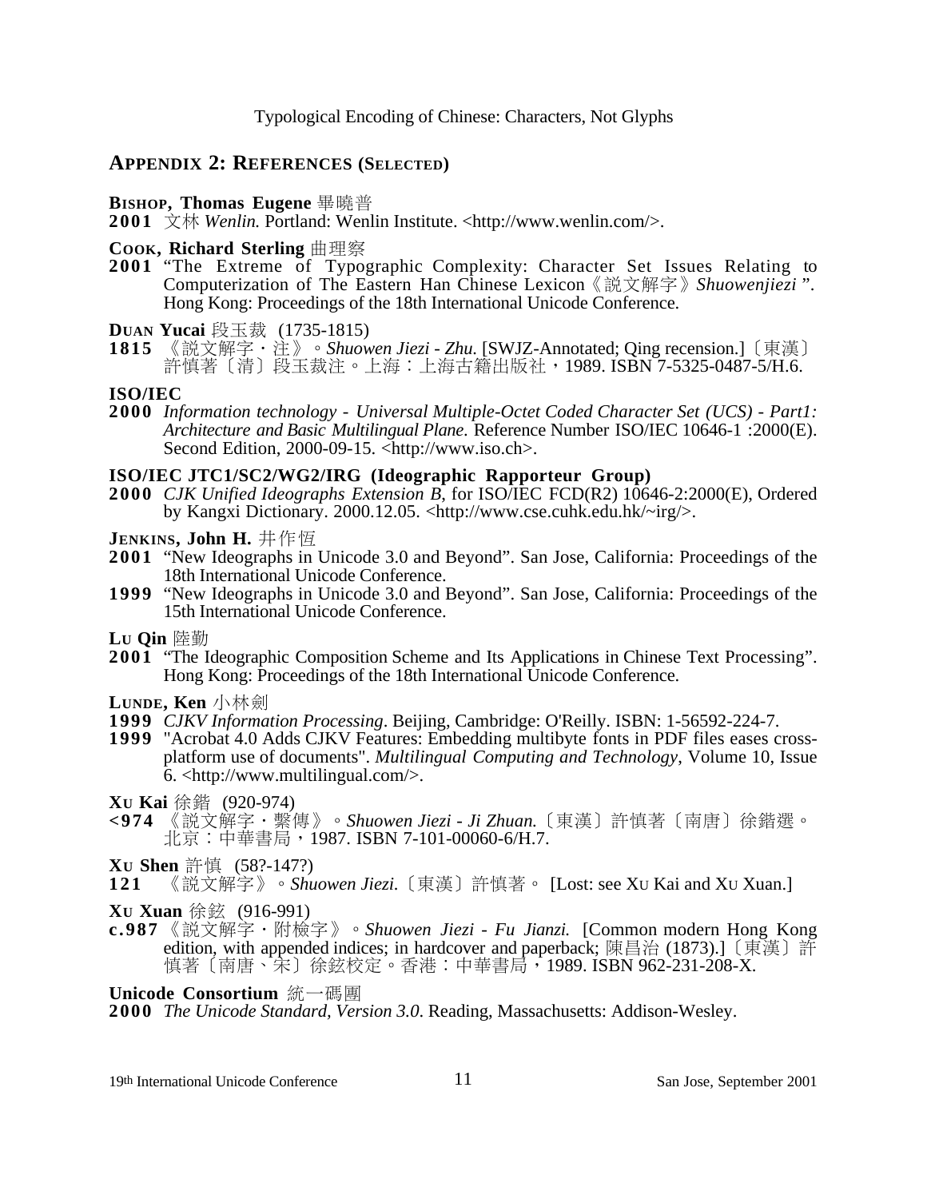## APPENDIX 2: REFERENCES (SELECTED)

**BISHOP, Thomas Eugene** 畢曉普

**2001** 文林 *Wenlin.* Portland: Wenlin Institute. <http://www.wenlin.com/>.

**COOK, Richard Sterling** 曲理察

**2001** "The Extreme of Typographic Complexity: Character Set Issues Relating to Computerization of The Eastern Han Chinese Lexicon《說文解字》*Shuowenjiezi*". Hong Kong: Proceedings of the 18th International Unicode Conference.

**DUAN Yucai** 段玉裁 (1735-1815)

**1815** 《說文解字・注》。*Shuowen Jiezi - Zhu.* [SWJZ-Annotated; Qing recension.]〔東漢〕許慎著〔清〕段玉裁注。上海：上海古籍出版社，1989. ISBN 7-5325-0487-5/H.6.

**ISO/IEC**

**2000** *Information technology - Universal Multiple-Octet Coded Character Set (UCS) - Part1: Architecture and Basic Multilingual Plane.* Reference Number ISO/IEC 10646-1 :2000(E). Second Edition, 2000-09-15. <http://www.iso.ch>.

**ISO/IEC JTC1/SC2/WG2/IRG (Ideographic Rapporteur Group)**

**2000** *CJK Unified Ideographs Extension B*, for ISO/IEC FCD(R2) 10646-2:2000(E), Ordered by Kangxi Dictionary. 2000.12.05. <http://www.cse.cuhk.edu.hk/~irg/>.

**JENKINS, John H.** 井作恆

**2001** "New Ideographs in Unicode 3.0 and Beyond". San Jose, California: Proceedings of the 18th International Unicode Conference.

**1999** "New Ideographs in Unicode 3.0 and Beyond". San Jose, California: Proceedings of the 15th International Unicode Conference.

**LU Qin** 陸勤

**2001** "The Ideographic Composition Scheme and Its Applications in Chinese Text Processing". Hong Kong: Proceedings of the 18th International Unicode Conference.

**LUNDE, Ken** 小林劍

**1999** *CJKV Information Processing*. Beijing, Cambridge: O'Reilly. ISBN: 1-56592-224-7.

**1999** "Acrobat 4.0 Adds CJKV Features: Embedding multibyte fonts in PDF files eases cross-platform use of documents". *Multilingual Computing and Technology*, Volume 10, Issue 6. <http://www.multilingual.com/>.

**XU Kai** 徐鍇 (920-974)

**<974** 《說文解字・繫傳》。*Shuowen Jiezi - Ji Zhuan.*〔東漢〕許慎著〔南唐〕徐鍇選。北京：中華書局，1987. ISBN 7-101-00060-6/H.7.

**XU Shen** 許慎 (58?-147?)

**121** 《說文解字》。*Shuowen Jiezi.*〔東漢〕許慎著。 [Lost: see XU Kai and XU Xuan.]

**XU Xuan** 徐鉉 (916-991)

**c.987** 《說文解字・附檢字》。*Shuowen Jiezi - Fu Jianzi.* [Common modern Hong Kong edition, with appended indices; in hardcover and paperback; 陳昌治 (1873).]〔東漢〕許慎著〔南唐、宋〕徐鉉校定。香港：中華書局，1989. ISBN 962-231-208-X.

**Unicode Consortium** 統一碼團

**2000** *The Unicode Standard, Version 3.0*. Reading, Massachusetts: Addison-Wesley.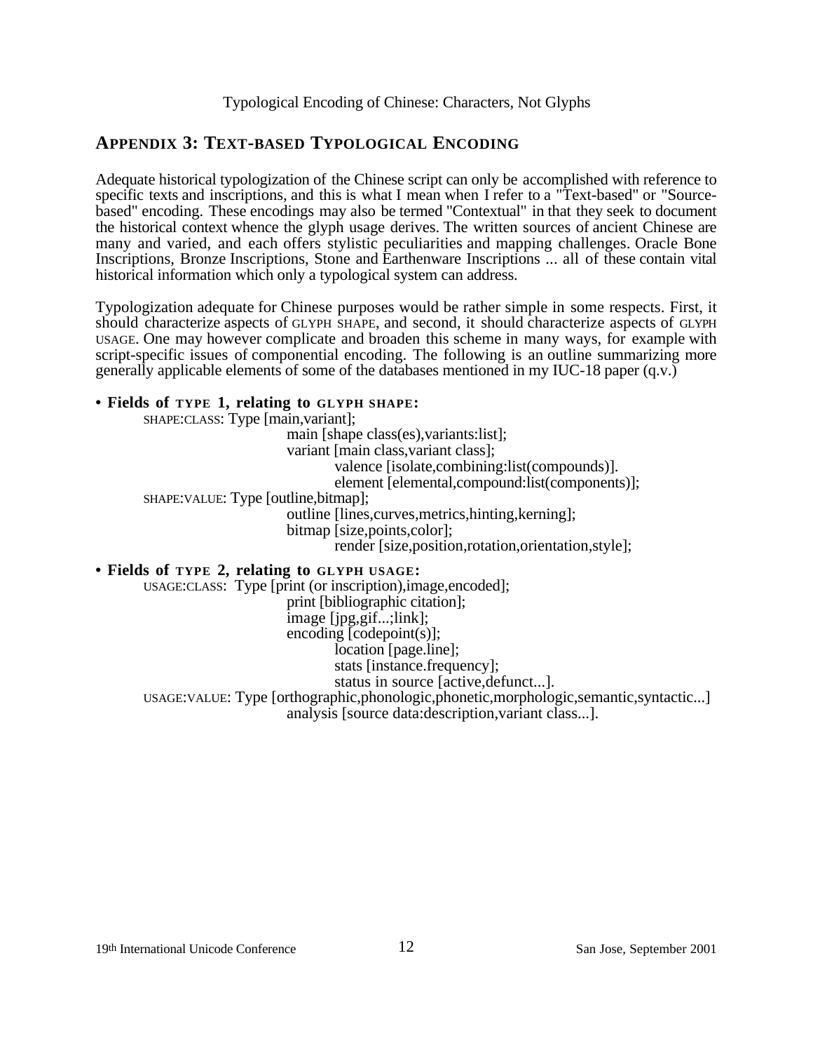## APPENDIX 3: TEXT-BASED TYPOLOGICAL ENCODING

Adequate historical typologization of the Chinese script can only be accomplished with reference to specific texts and inscriptions, and this is what I mean when I refer to a "Text-based" or "Source-based" encoding. These encodings may also be termed "Contextual" in that they seek to document the historical context whence the glyph usage derives. The written sources of ancient Chinese are many and varied, and each offers stylistic peculiarities and mapping challenges. Oracle Bone Inscriptions, Bronze Inscriptions, Stone and Earthenware Inscriptions ... all of these contain vital historical information which only a typological system can address.

Typologization adequate for Chinese purposes would be rather simple in some respects. First, it should characterize aspects of GLYPH SHAPE, and second, it should characterize aspects of GLYPH USAGE. One may however complicate and broaden this scheme in many ways, for example with script-specific issues of componential encoding. The following is an outline summarizing more generally applicable elements of some of the databases mentioned in my IUC-18 paper (q.v.)

- **Fields of TYPE 1, relating to GLYPH SHAPE:**
  - SHAPE:CLASS: Type [main,variant];
    - main [shape class(es),variants:list];
    - variant [main class,variant class];
      - valence [isolate,combining:list(compounds)].
      - element [elemental,compound:list(components)];
  - SHAPE:VALUE: Type [outline,bitmap];
    - outline [lines,curves,metrics,hinting,kerning];
    - bitmap [size,points,color];
      - render [size,position,rotation,orientation,style];

- **Fields of TYPE 2, relating to GLYPH USAGE:**
  - USAGE:CLASS: Type [print (or inscription),image,encoded];
    - print [bibliographic citation];
    - image [jpg,gif...;link];
    - encoding [codepoint(s)];
      - location [page.line];
      - stats [instance.frequency];
      - status in source [active,defunct...].
  - USAGE:VALUE: Type [orthographic,phonologic,phonetic,morphologic,semantic,syntactic...]
    - analysis [source data:description,variant class...].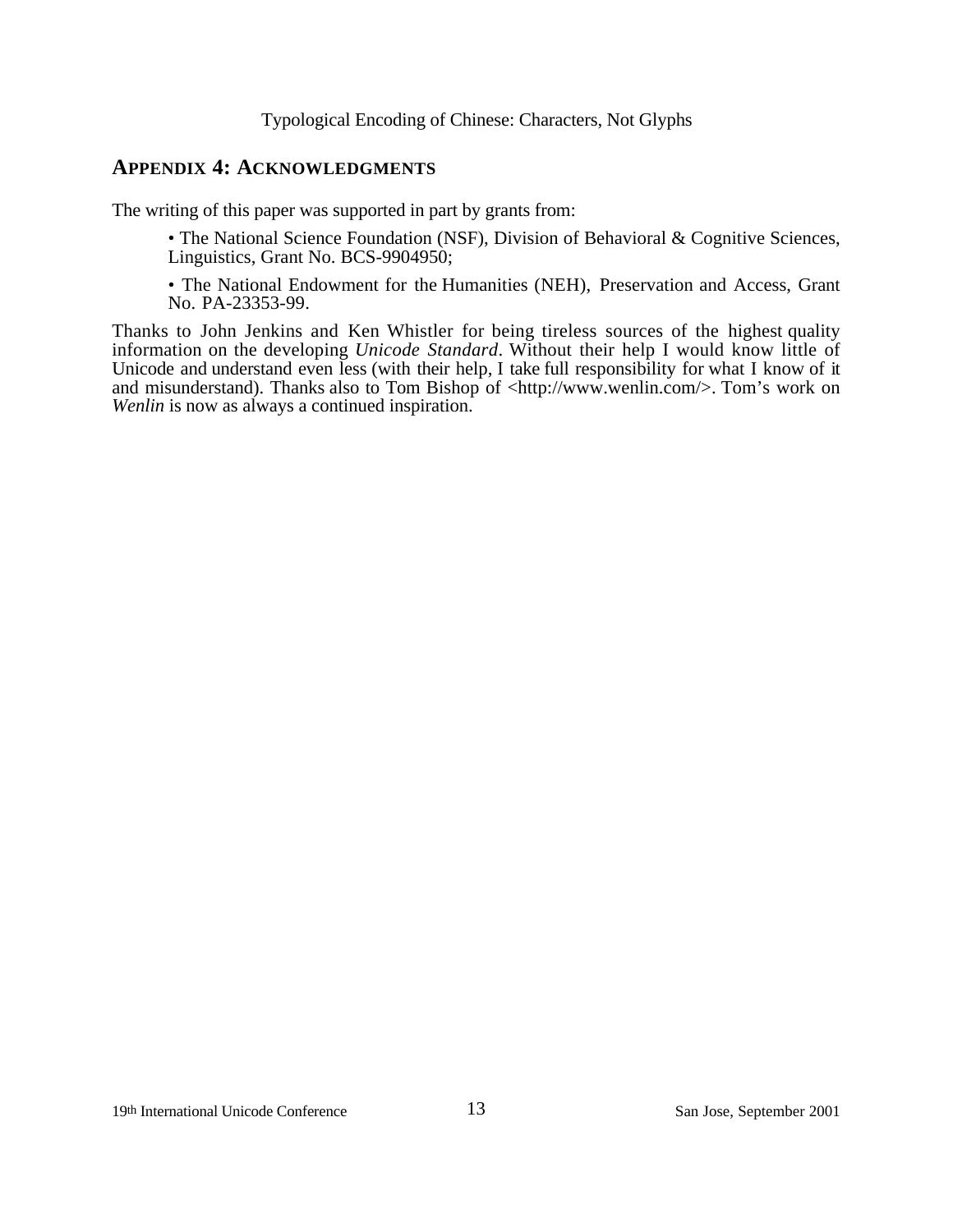## APPENDIX 4: ACKNOWLEDGMENTS

The writing of this paper was supported in part by grants from:

- The National Science Foundation (NSF), Division of Behavioral & Cognitive Sciences, Linguistics, Grant No. BCS-9904950;
- The National Endowment for the Humanities (NEH), Preservation and Access, Grant No. PA-23353-99.

Thanks to John Jenkins and Ken Whistler for being tireless sources of the highest quality information on the developing *Unicode Standard*. Without their help I would know little of Unicode and understand even less (with their help, I take full responsibility for what I know of it and misunderstand). Thanks also to Tom Bishop of <http://www.wenlin.com/>. Tom's work on *Wenlin* is now as always a continued inspiration.